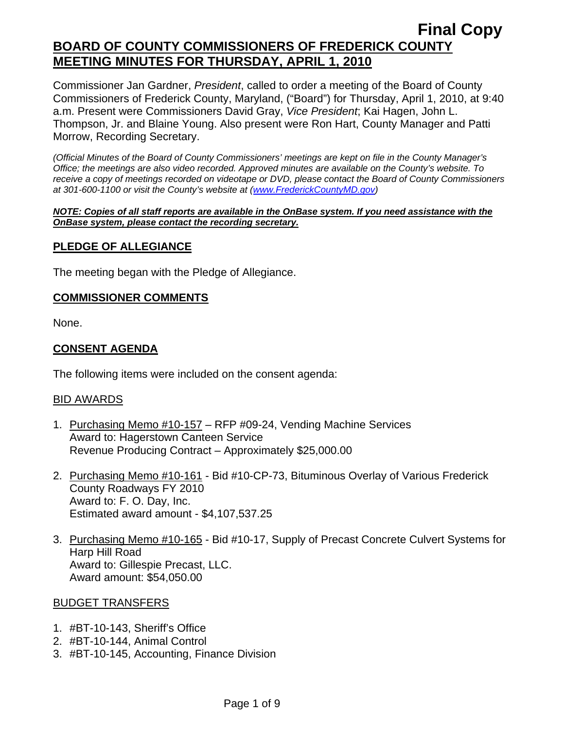**Final Copy**

# BOARD OF COUNTY COMMISSIONERS OF FREDERICK COUNTY MEETING MINUTES FOR THURSDAY, APRIL 1, 2010

Commissioner Jan Gardner, *President*, called to order a meeting of the Board of County Commissioners of Frederick County, Maryland, ("Board") for Thursday, April 1, 2010, at 9:40 a.m. Present were Commissioners David Gray, *Vice President*; Kai Hagen, John L. Thompson, Jr. and Blaine Young. Also present were Ron Hart, County Manager and Patti Morrow, Recording Secretary.

*(Official Minutes of the Board of County Commissioners' meetings are kept on file in the County Manager's Office; the meetings are also video recorded. Approved minutes are available on the County's website. To receive a copy of meetings recorded on videotape or DVD, please contact the Board of County Commissioners at 301-600-1100 or visit the County's website at (www.FrederickCountyMD.gov)*

***NOTE: Copies of all staff reports are available in the OnBase system. If you need assistance with the OnBase system, please contact the recording secretary.***

## PLEDGE OF ALLEGIANCE

The meeting began with the Pledge of Allegiance.

## COMMISSIONER COMMENTS

None.

## CONSENT AGENDA

The following items were included on the consent agenda:

### BID AWARDS

1. Purchasing Memo #10-157 – RFP #09-24, Vending Machine Services
   Award to: Hagerstown Canteen Service
   Revenue Producing Contract – Approximately $25,000.00

2. Purchasing Memo #10-161 - Bid #10-CP-73, Bituminous Overlay of Various Frederick County Roadways FY 2010
   Award to: F. O. Day, Inc.
   Estimated award amount - $4,107,537.25

3. Purchasing Memo #10-165 - Bid #10-17, Supply of Precast Concrete Culvert Systems for Harp Hill Road
   Award to: Gillespie Precast, LLC.
   Award amount: $54,050.00

### BUDGET TRANSFERS

1. #BT-10-143, Sheriff's Office
2. #BT-10-144, Animal Control
3. #BT-10-145, Accounting, Finance Division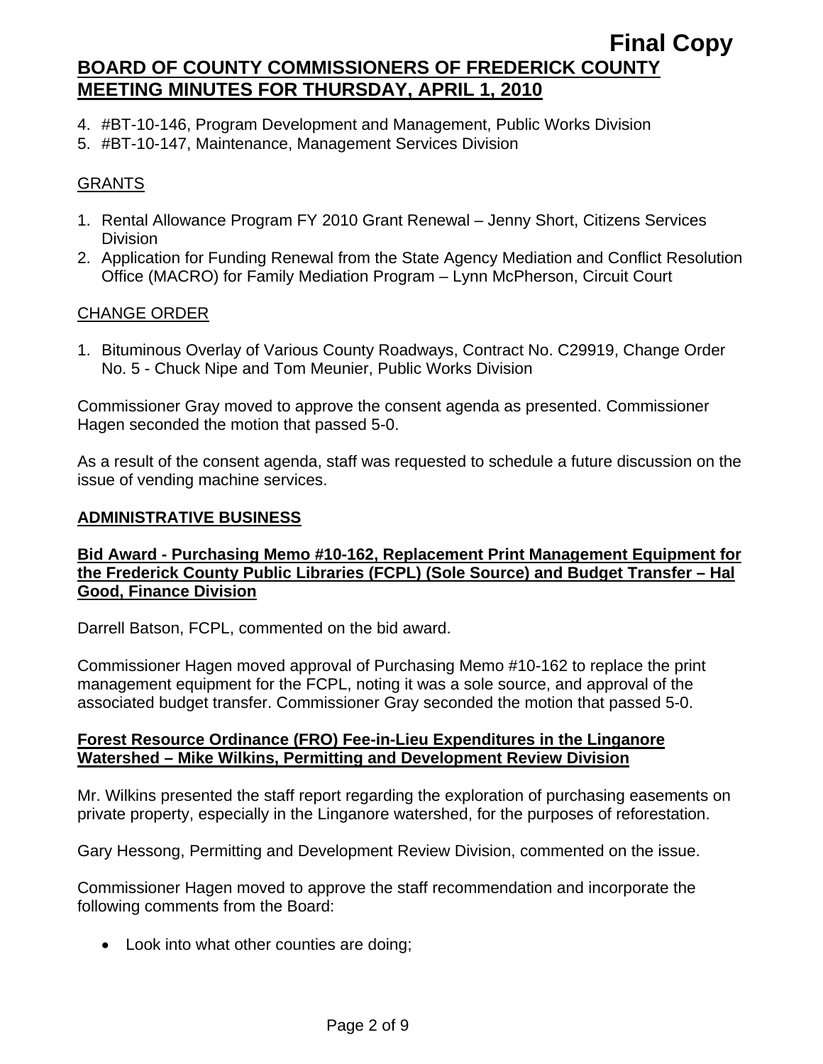4. #BT-10-146, Program Development and Management, Public Works Division
5. #BT-10-147, Maintenance, Management Services Division

GRANTS

1. Rental Allowance Program FY 2010 Grant Renewal – Jenny Short, Citizens Services Division
2. Application for Funding Renewal from the State Agency Mediation and Conflict Resolution Office (MACRO) for Family Mediation Program – Lynn McPherson, Circuit Court

CHANGE ORDER

1. Bituminous Overlay of Various County Roadways, Contract No. C29919, Change Order No. 5 - Chuck Nipe and Tom Meunier, Public Works Division

Commissioner Gray moved to approve the consent agenda as presented. Commissioner Hagen seconded the motion that passed 5-0.

As a result of the consent agenda, staff was requested to schedule a future discussion on the issue of vending machine services.

## ADMINISTRATIVE BUSINESS

### Bid Award - Purchasing Memo #10-162, Replacement Print Management Equipment for the Frederick County Public Libraries (FCPL) (Sole Source) and Budget Transfer – Hal Good, Finance Division

Darrell Batson, FCPL, commented on the bid award.

Commissioner Hagen moved approval of Purchasing Memo #10-162 to replace the print management equipment for the FCPL, noting it was a sole source, and approval of the associated budget transfer. Commissioner Gray seconded the motion that passed 5-0.

### Forest Resource Ordinance (FRO) Fee-in-Lieu Expenditures in the Linganore Watershed – Mike Wilkins, Permitting and Development Review Division

Mr. Wilkins presented the staff report regarding the exploration of purchasing easements on private property, especially in the Linganore watershed, for the purposes of reforestation.

Gary Hessong, Permitting and Development Review Division, commented on the issue.

Commissioner Hagen moved to approve the staff recommendation and incorporate the following comments from the Board:

- Look into what other counties are doing;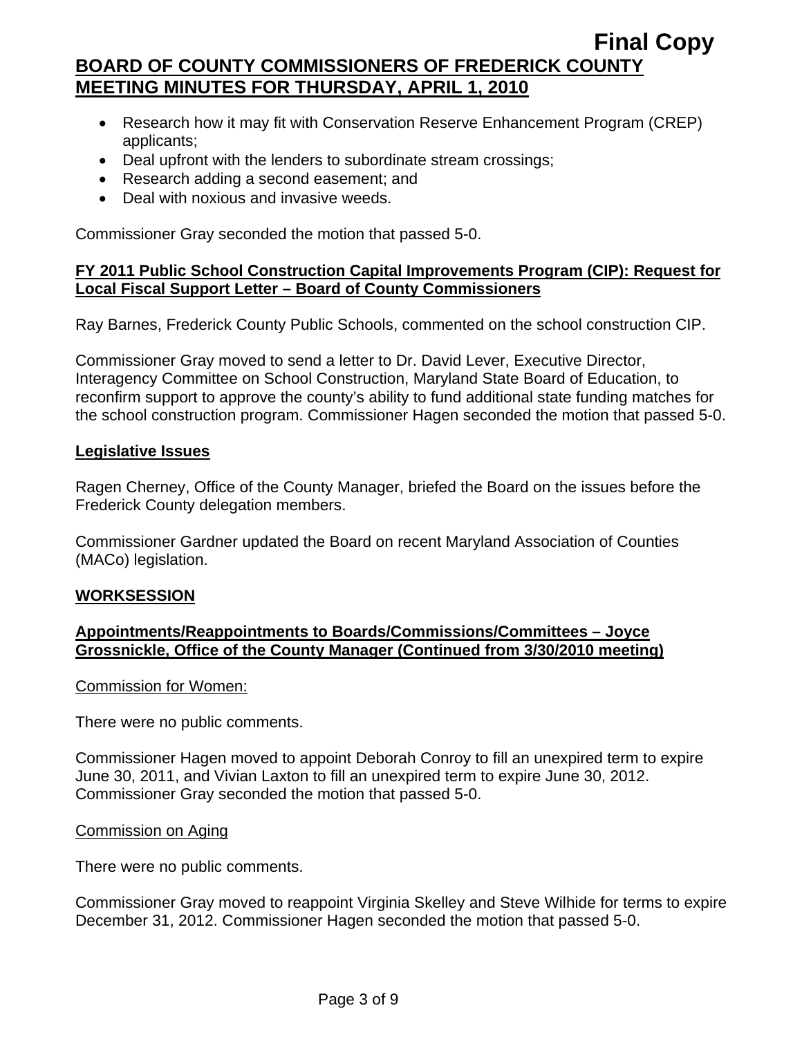- Research how it may fit with Conservation Reserve Enhancement Program (CREP) applicants;
- Deal upfront with the lenders to subordinate stream crossings;
- Research adding a second easement; and
- Deal with noxious and invasive weeds.

Commissioner Gray seconded the motion that passed 5-0.

**FY 2011 Public School Construction Capital Improvements Program (CIP): Request for Local Fiscal Support Letter – Board of County Commissioners**

Ray Barnes, Frederick County Public Schools, commented on the school construction CIP.

Commissioner Gray moved to send a letter to Dr. David Lever, Executive Director, Interagency Committee on School Construction, Maryland State Board of Education, to reconfirm support to approve the county's ability to fund additional state funding matches for the school construction program. Commissioner Hagen seconded the motion that passed 5-0.

**Legislative Issues**

Ragen Cherney, Office of the County Manager, briefed the Board on the issues before the Frederick County delegation members.

Commissioner Gardner updated the Board on recent Maryland Association of Counties (MACo) legislation.

**WORKSESSION**

**Appointments/Reappointments to Boards/Commissions/Committees – Joyce Grossnickle, Office of the County Manager (Continued from 3/30/2010 meeting)**

Commission for Women:

There were no public comments.

Commissioner Hagen moved to appoint Deborah Conroy to fill an unexpired term to expire June 30, 2011, and Vivian Laxton to fill an unexpired term to expire June 30, 2012. Commissioner Gray seconded the motion that passed 5-0.

Commission on Aging

There were no public comments.

Commissioner Gray moved to reappoint Virginia Skelley and Steve Wilhide for terms to expire December 31, 2012. Commissioner Hagen seconded the motion that passed 5-0.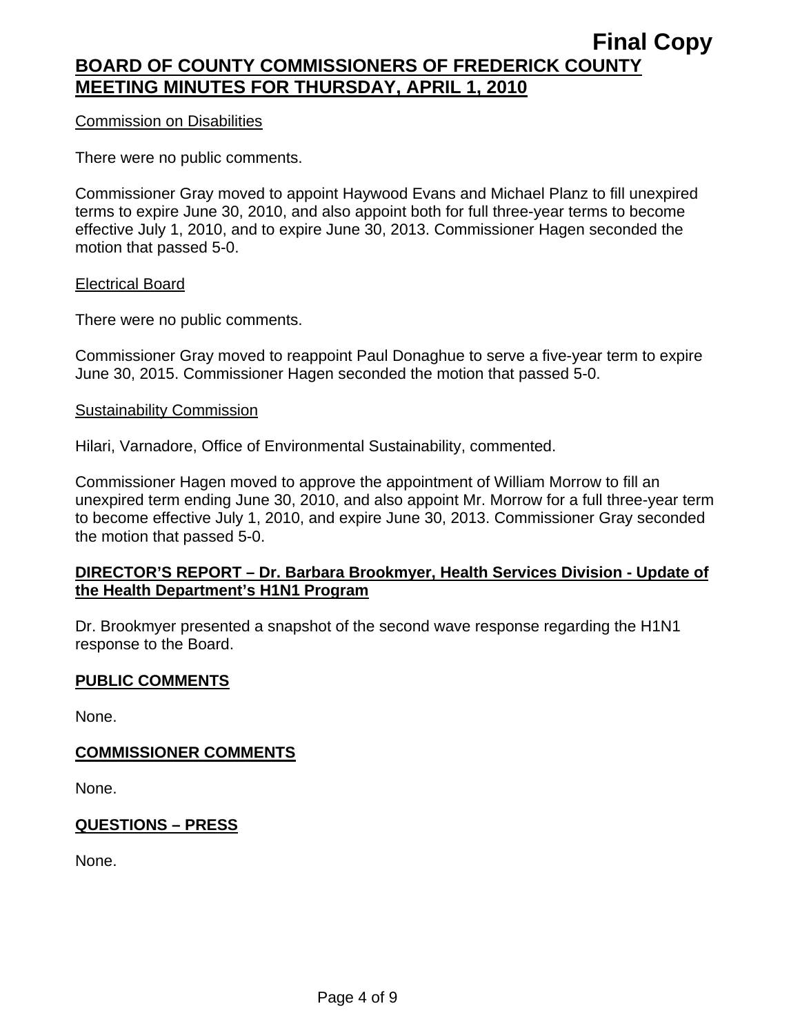Commission on Disabilities

There were no public comments.

Commissioner Gray moved to appoint Haywood Evans and Michael Planz to fill unexpired terms to expire June 30, 2010, and also appoint both for full three-year terms to become effective July 1, 2010, and to expire June 30, 2013. Commissioner Hagen seconded the motion that passed 5-0.

Electrical Board

There were no public comments.

Commissioner Gray moved to reappoint Paul Donaghue to serve a five-year term to expire June 30, 2015. Commissioner Hagen seconded the motion that passed 5-0.

Sustainability Commission

Hilari, Varnadore, Office of Environmental Sustainability, commented.

Commissioner Hagen moved to approve the appointment of William Morrow to fill an unexpired term ending June 30, 2010, and also appoint Mr. Morrow for a full three-year term to become effective July 1, 2010, and expire June 30, 2013. Commissioner Gray seconded the motion that passed 5-0.

## DIRECTOR'S REPORT – Dr. Barbara Brookmyer, Health Services Division - Update of the Health Department's H1N1 Program

Dr. Brookmyer presented a snapshot of the second wave response regarding the H1N1 response to the Board.

## PUBLIC COMMENTS

None.

## COMMISSIONER COMMENTS

None.

## QUESTIONS – PRESS

None.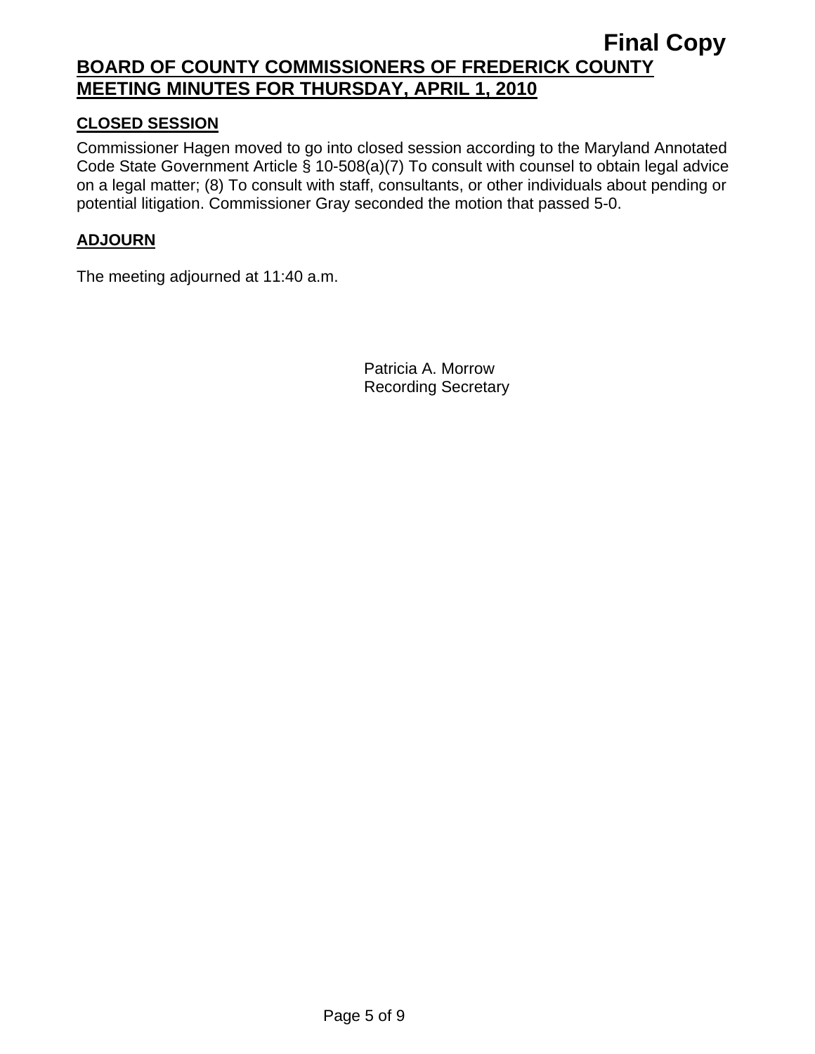**Final Copy**

**BOARD OF COUNTY COMMISSIONERS OF FREDERICK COUNTY**
**MEETING MINUTES FOR THURSDAY, APRIL 1, 2010**

## CLOSED SESSION

Commissioner Hagen moved to go into closed session according to the Maryland Annotated Code State Government Article § 10-508(a)(7) To consult with counsel to obtain legal advice on a legal matter; (8) To consult with staff, consultants, or other individuals about pending or potential litigation. Commissioner Gray seconded the motion that passed 5-0.

## ADJOURN

The meeting adjourned at 11:40 a.m.

Patricia A. Morrow
Recording Secretary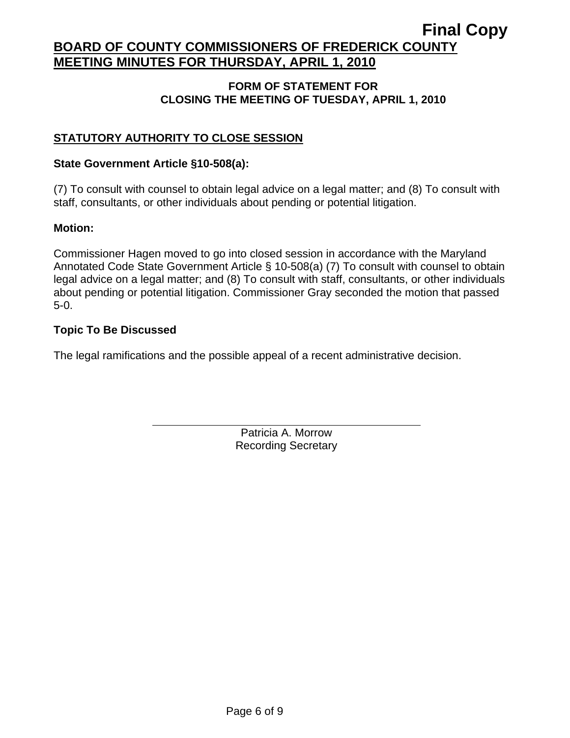**Final Copy**

**BOARD OF COUNTY COMMISSIONERS OF FREDERICK COUNTY**
**MEETING MINUTES FOR THURSDAY, APRIL 1, 2010**

**FORM OF STATEMENT FOR**
**CLOSING THE MEETING OF TUESDAY, APRIL 1, 2010**

**STATUTORY AUTHORITY TO CLOSE SESSION**

**State Government Article §10-508(a):**

(7) To consult with counsel to obtain legal advice on a legal matter; and (8) To consult with staff, consultants, or other individuals about pending or potential litigation.

**Motion:**

Commissioner Hagen moved to go into closed session in accordance with the Maryland Annotated Code State Government Article § 10-508(a) (7) To consult with counsel to obtain legal advice on a legal matter; and (8) To consult with staff, consultants, or other individuals about pending or potential litigation. Commissioner Gray seconded the motion that passed 5-0.

**Topic To Be Discussed**

The legal ramifications and the possible appeal of a recent administrative decision.

Patricia A. Morrow
Recording Secretary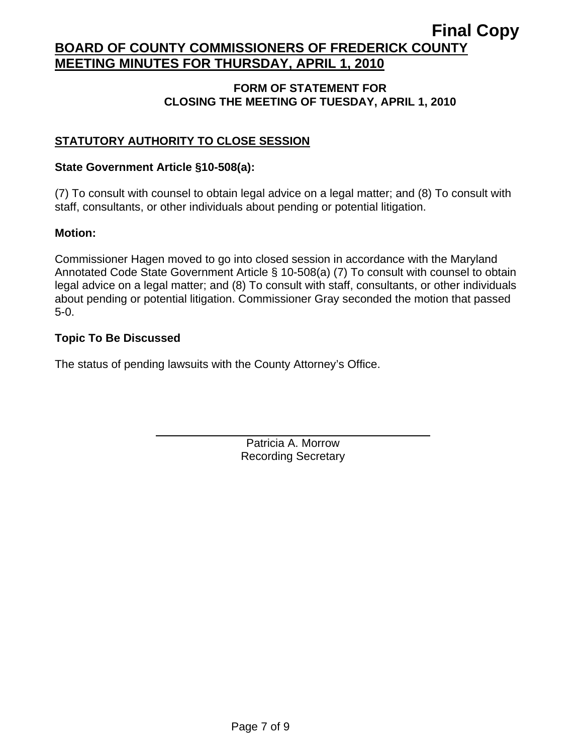**Final Copy**

## BOARD OF COUNTY COMMISSIONERS OF FREDERICK COUNTY MEETING MINUTES FOR THURSDAY, APRIL 1, 2010

### FORM OF STATEMENT FOR CLOSING THE MEETING OF TUESDAY, APRIL 1, 2010

**STATUTORY AUTHORITY TO CLOSE SESSION**

**State Government Article §10-508(a):**

(7) To consult with counsel to obtain legal advice on a legal matter; and (8) To consult with staff, consultants, or other individuals about pending or potential litigation.

**Motion:**

Commissioner Hagen moved to go into closed session in accordance with the Maryland Annotated Code State Government Article § 10-508(a) (7) To consult with counsel to obtain legal advice on a legal matter; and (8) To consult with staff, consultants, or other individuals about pending or potential litigation. Commissioner Gray seconded the motion that passed 5-0.

**Topic To Be Discussed**

The status of pending lawsuits with the County Attorney's Office.

Patricia A. Morrow
Recording Secretary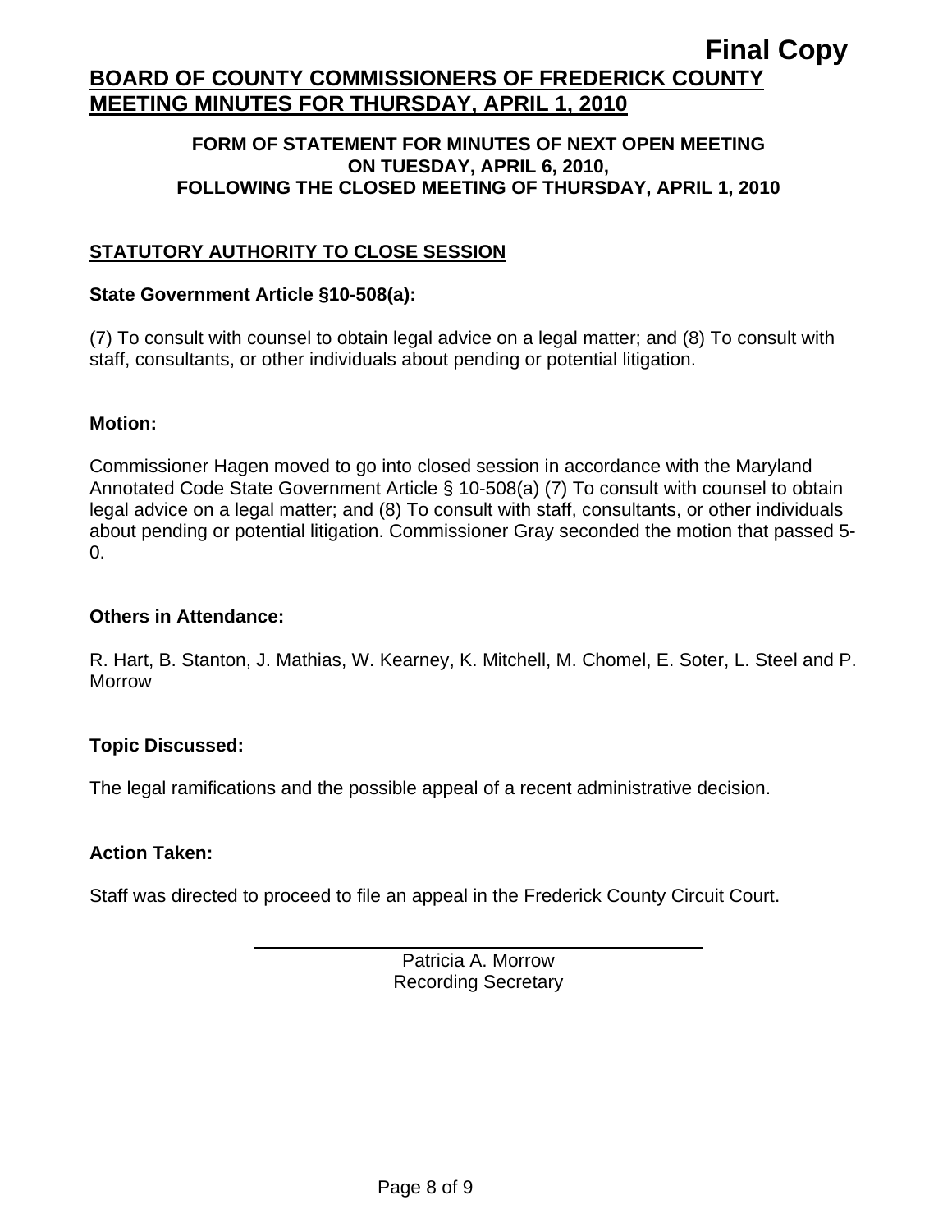**Final Copy**

# BOARD OF COUNTY COMMISSIONERS OF FREDERICK COUNTY
# MEETING MINUTES FOR THURSDAY, APRIL 1, 2010

**FORM OF STATEMENT FOR MINUTES OF NEXT OPEN MEETING ON TUESDAY, APRIL 6, 2010, FOLLOWING THE CLOSED MEETING OF THURSDAY, APRIL 1, 2010**

## STATUTORY AUTHORITY TO CLOSE SESSION

**State Government Article §10-508(a):**

(7) To consult with counsel to obtain legal advice on a legal matter; and (8) To consult with staff, consultants, or other individuals about pending or potential litigation.

**Motion:**

Commissioner Hagen moved to go into closed session in accordance with the Maryland Annotated Code State Government Article § 10-508(a) (7) To consult with counsel to obtain legal advice on a legal matter; and (8) To consult with staff, consultants, or other individuals about pending or potential litigation. Commissioner Gray seconded the motion that passed 5-0.

**Others in Attendance:**

R. Hart, B. Stanton, J. Mathias, W. Kearney, K. Mitchell, M. Chomel, E. Soter, L. Steel and P. Morrow

**Topic Discussed:**

The legal ramifications and the possible appeal of a recent administrative decision.

**Action Taken:**

Staff was directed to proceed to file an appeal in the Frederick County Circuit Court.

Patricia A. Morrow
Recording Secretary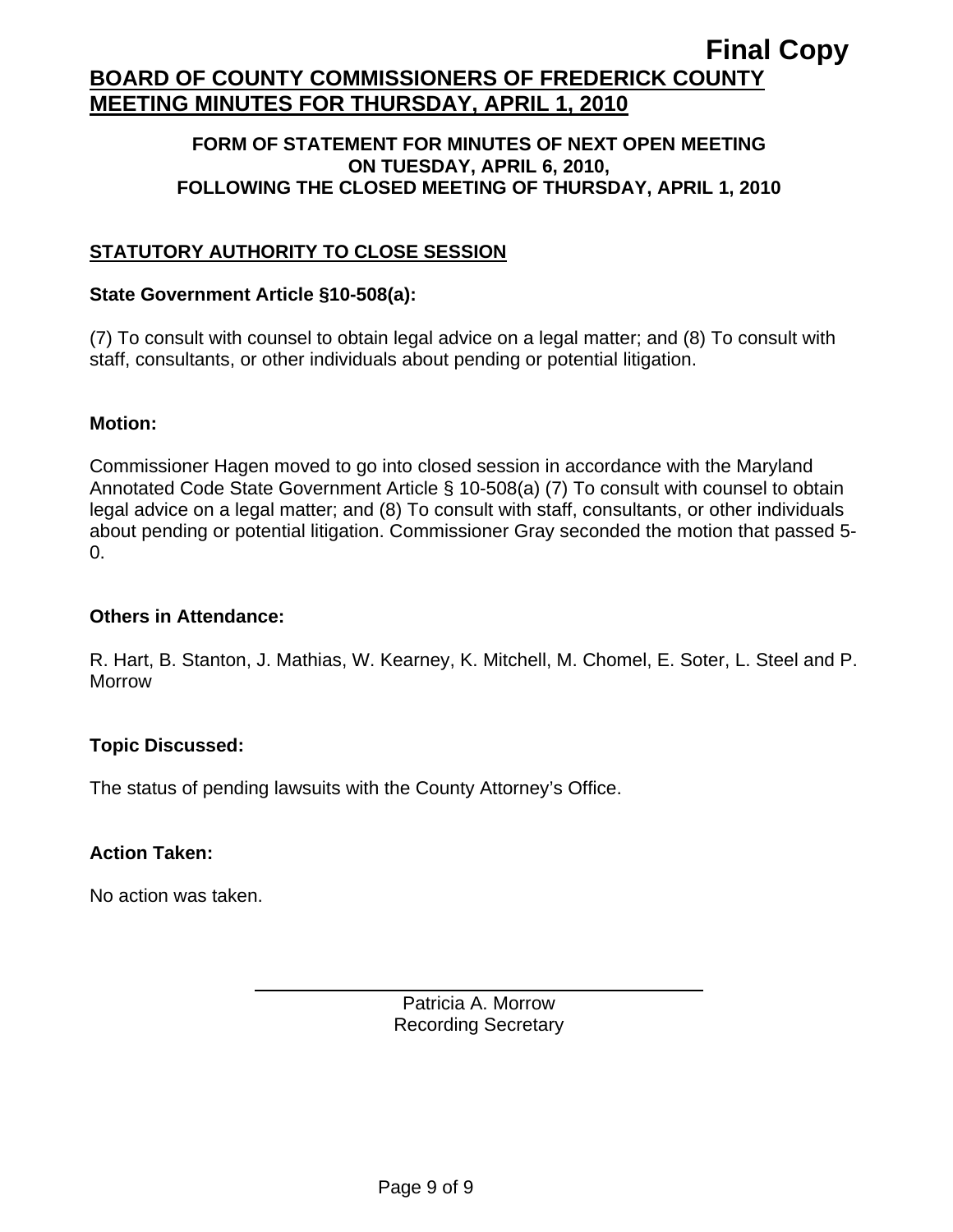**Final Copy**

**BOARD OF COUNTY COMMISSIONERS OF FREDERICK COUNTY**
**MEETING MINUTES FOR THURSDAY, APRIL 1, 2010**

**FORM OF STATEMENT FOR MINUTES OF NEXT OPEN MEETING ON TUESDAY, APRIL 6, 2010, FOLLOWING THE CLOSED MEETING OF THURSDAY, APRIL 1, 2010**

## STATUTORY AUTHORITY TO CLOSE SESSION

**State Government Article §10-508(a):**

(7) To consult with counsel to obtain legal advice on a legal matter; and (8) To consult with staff, consultants, or other individuals about pending or potential litigation.

**Motion:**

Commissioner Hagen moved to go into closed session in accordance with the Maryland Annotated Code State Government Article § 10-508(a) (7) To consult with counsel to obtain legal advice on a legal matter; and (8) To consult with staff, consultants, or other individuals about pending or potential litigation. Commissioner Gray seconded the motion that passed 5-0.

**Others in Attendance:**

R. Hart, B. Stanton, J. Mathias, W. Kearney, K. Mitchell, M. Chomel, E. Soter, L. Steel and P. Morrow

**Topic Discussed:**

The status of pending lawsuits with the County Attorney's Office.

**Action Taken:**

No action was taken.

Patricia A. Morrow
Recording Secretary